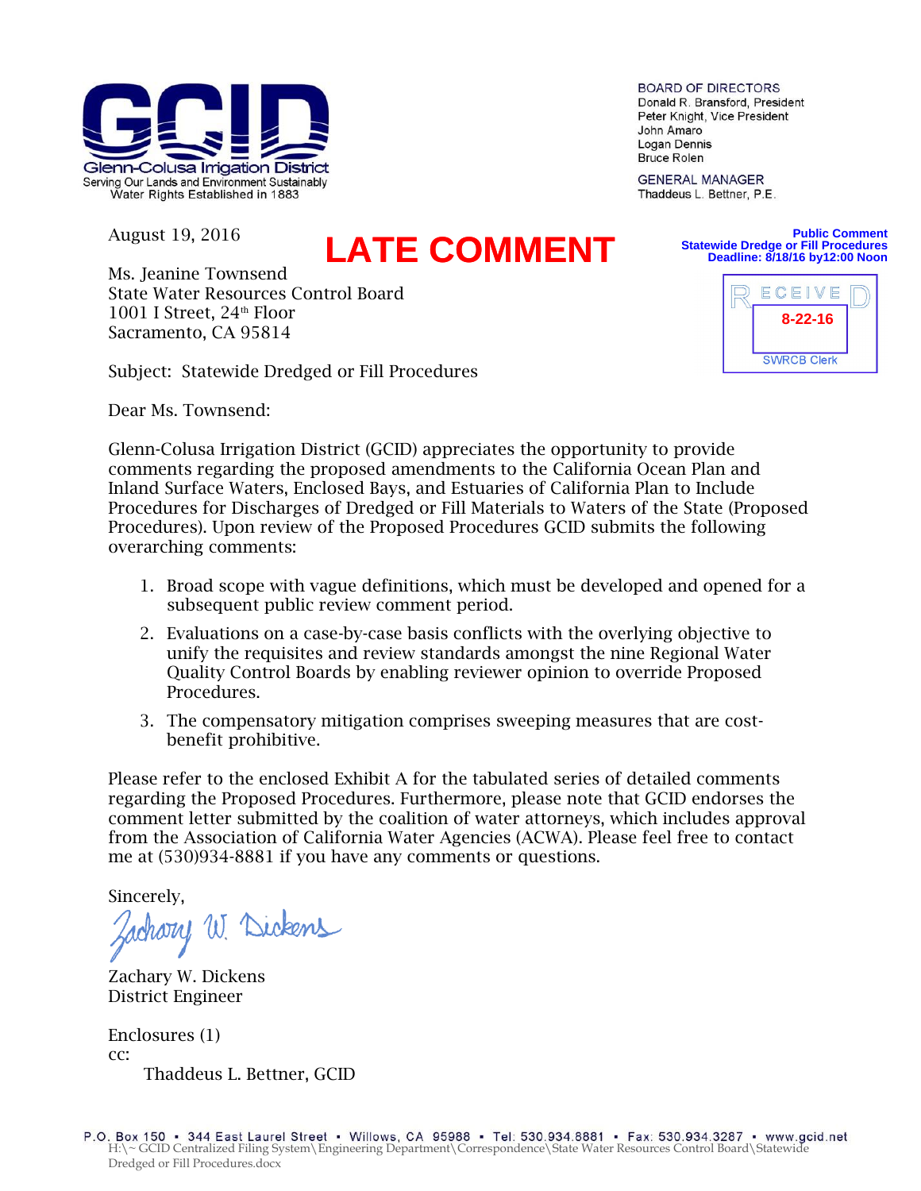**GCID**
Glenn-Colusa Irrigation District
Serving Our Lands and Environment Sustainably
Water Rights Established in 1883

BOARD OF DIRECTORS
Donald R. Bransford, President
Peter Knight, Vice President
John Amaro
Logan Dennis
Bruce Rolen

GENERAL MANAGER
Thaddeus L. Bettner, P.E.

**LATE COMMENT**

**Public Comment**
**Statewide Dredge or Fill Procedures**
**Deadline: 8/18/16 by12:00 Noon**

RECEIVED
8-22-16
SWRCB Clerk

August 19, 2016

Ms. Jeanine Townsend
State Water Resources Control Board
1001 I Street, 24th Floor
Sacramento, CA 95814

Subject: Statewide Dredged or Fill Procedures

Dear Ms. Townsend:

Glenn-Colusa Irrigation District (GCID) appreciates the opportunity to provide comments regarding the proposed amendments to the California Ocean Plan and Inland Surface Waters, Enclosed Bays, and Estuaries of California Plan to Include Procedures for Discharges of Dredged or Fill Materials to Waters of the State (Proposed Procedures). Upon review of the Proposed Procedures GCID submits the following overarching comments:

1. Broad scope with vague definitions, which must be developed and opened for a subsequent public review comment period.
2. Evaluations on a case-by-case basis conflicts with the overlying objective to unify the requisites and review standards amongst the nine Regional Water Quality Control Boards by enabling reviewer opinion to override Proposed Procedures.
3. The compensatory mitigation comprises sweeping measures that are cost-benefit prohibitive.

Please refer to the enclosed Exhibit A for the tabulated series of detailed comments regarding the Proposed Procedures. Furthermore, please note that GCID endorses the comment letter submitted by the coalition of water attorneys, which includes approval from the Association of California Water Agencies (ACWA). Please feel free to contact me at (530)934-8881 if you have any comments or questions.

Sincerely,

Zachary W. Dickens

Zachary W. Dickens
District Engineer

Enclosures (1)
cc:
Thaddeus L. Bettner, GCID

P.O. Box 150 • 344 East Laurel Street • Willows, CA 95988 • Tel: 530.934.8881 • Fax: 530.934.3287 • www.gcid.net
H:\~ GCID Centralized Filing System\Engineering Department\Correspondence\State Water Resources Control Board\Statewide Dredged or Fill Procedures.docx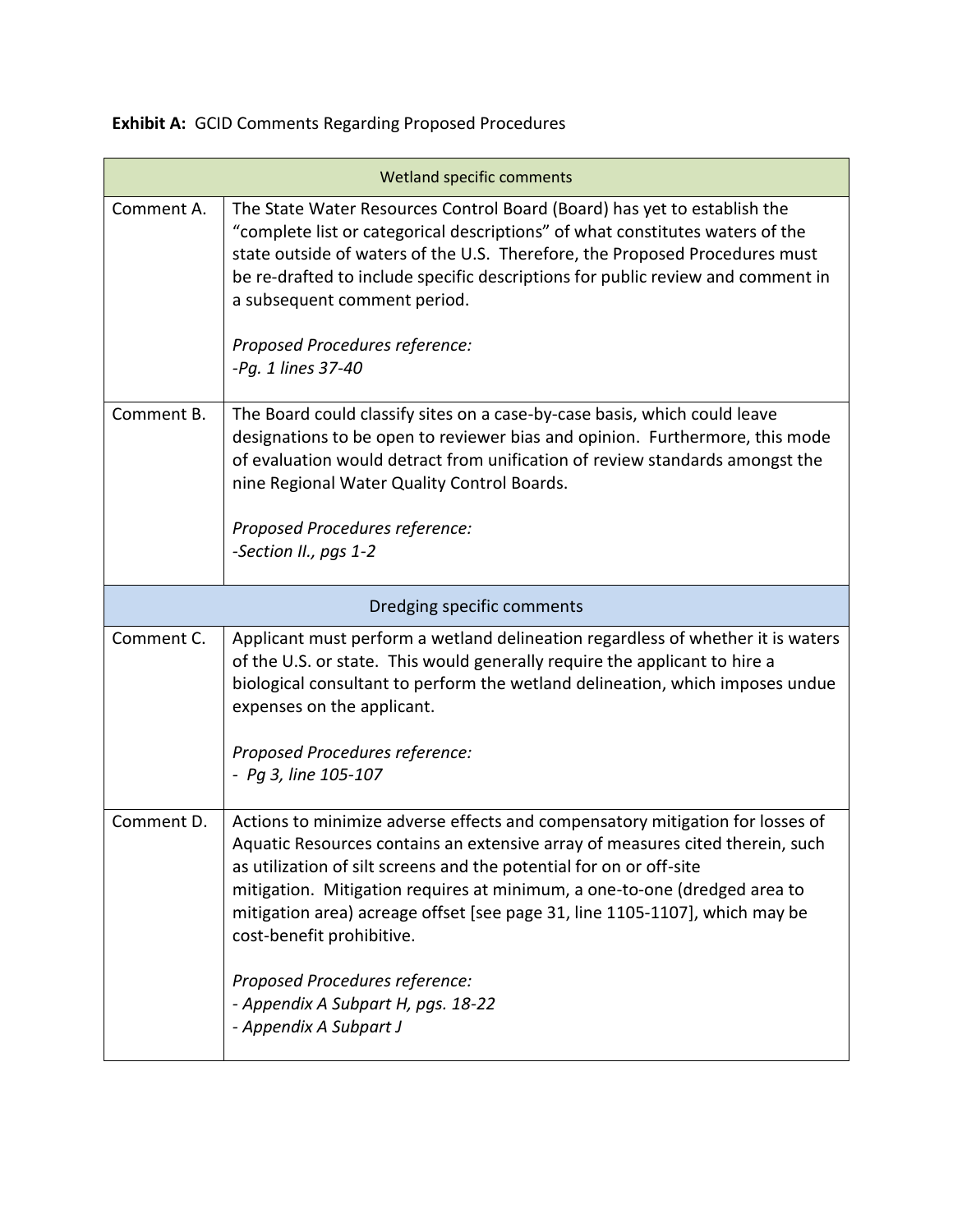**Exhibit A:** GCID Comments Regarding Proposed Procedures

| | |
|---|---|
| Wetland specific comments | |
| Comment A. | The State Water Resources Control Board (Board) has yet to establish the "complete list or categorical descriptions" of what constitutes waters of the state outside of waters of the U.S. Therefore, the Proposed Procedures must be re-drafted to include specific descriptions for public review and comment in a subsequent comment period.<br><br>*Proposed Procedures reference:*<br>*-Pg. 1 lines 37-40* |
| Comment B. | The Board could classify sites on a case-by-case basis, which could leave designations to be open to reviewer bias and opinion. Furthermore, this mode of evaluation would detract from unification of review standards amongst the nine Regional Water Quality Control Boards.<br><br>*Proposed Procedures reference:*<br>*-Section II., pgs 1-2* |
| Dredging specific comments | |
| Comment C. | Applicant must perform a wetland delineation regardless of whether it is waters of the U.S. or state. This would generally require the applicant to hire a biological consultant to perform the wetland delineation, which imposes undue expenses on the applicant.<br><br>*Proposed Procedures reference:*<br>*- Pg 3, line 105-107* |
| Comment D. | Actions to minimize adverse effects and compensatory mitigation for losses of Aquatic Resources contains an extensive array of measures cited therein, such as utilization of silt screens and the potential for on or off-site mitigation. Mitigation requires at minimum, a one-to-one (dredged area to mitigation area) acreage offset [see page 31, line 1105-1107], which may be cost-benefit prohibitive.<br><br>*Proposed Procedures reference:*<br>*- Appendix A Subpart H, pgs. 18-22*<br>*- Appendix A Subpart J* |